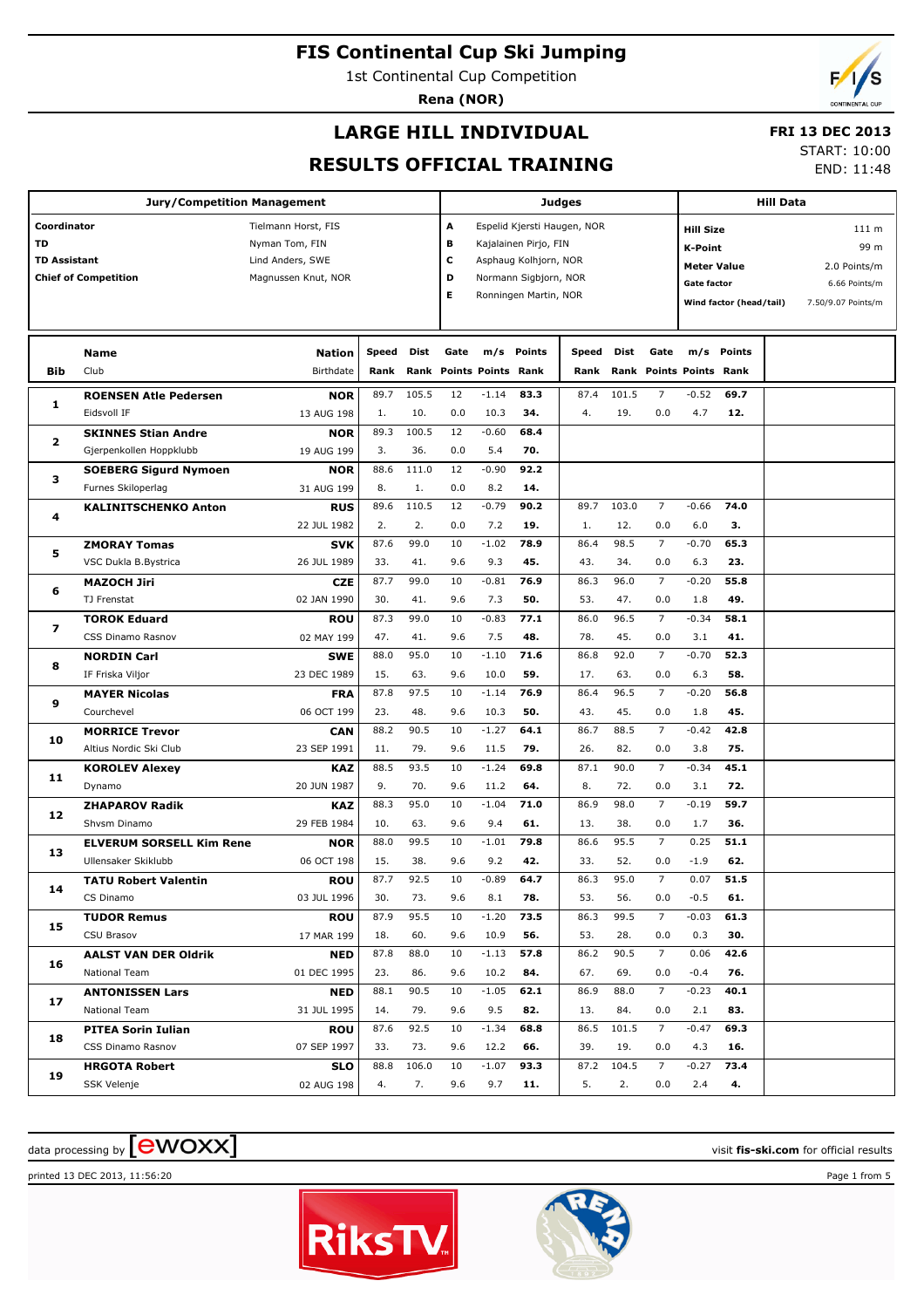# FIS Continental Cup Ski Jumping

1st Continental Cup Competition

**Rena (NOR)**

## LARGE HILL INDIVIDUAL

## RESULTS OFFICIAL TRAINING

**FRI 13 DEC 2013**

START: 10:00

END: 11:48

| Jury/Competition Management | | Judges | | Hill Data | |
|---|---|---|---|---|---|
| **Coordinator** | Tielmann Horst, FIS | A | Espelid Kjersti Haugen, NOR | **Hill Size** | 111 m |
| **TD** | Nyman Tom, FIN | B | Kajalainen Pirjo, FIN | **K-Point** | 99 m |
| **TD Assistant** | Lind Anders, SWE | C | Asphaug Kolhjorn, NOR | **Meter Value** | 2.0 Points/m |
| **Chief of Competition** | Magnussen Knut, NOR | D | Normann Sigbjorn, NOR | **Gate factor** | 6.66 Points/m |
| | | E | Ronningen Martin, NOR | **Wind factor (head/tail)** | 7.50/9.07 Points/m |

| Bib | Name / Club | Nation / Birthdate | Speed / Rank | Dist / Rank | Gate / Points | m/s / Points | Points / Rank | Speed / Rank | Dist / Rank | Gate / Points | m/s / Points | Points / Rank |
|---|---|---|---|---|---|---|---|---|---|---|---|---|
| 1 | **ROENSEN Atle Pedersen** | **NOR** | 89.7 | 105.5 | 12 | -1.14 | **83.3** | 87.4 | 101.5 | 7 | -0.52 | **69.7** |
| | Eidsvoll IF | 13 AUG 198 | 1. | 10. | 0.0 | 10.3 | **34.** | 4. | 19. | 0.0 | 4.7 | **12.** |
| 2 | **SKINNES Stian Andre** | **NOR** | 89.3 | 100.5 | 12 | -0.60 | **68.4** | | | | | |
| | Gjerpenkollen Hoppklubb | 19 AUG 199 | 3. | 36. | 0.0 | 5.4 | **70.** | | | | | |
| 3 | **SOEBERG Sigurd Nymoen** | **NOR** | 88.6 | 111.0 | 12 | -0.90 | **92.2** | | | | | |
| | Furnes Skiloperlag | 31 AUG 199 | 8. | 1. | 0.0 | 8.2 | **14.** | | | | | |
| 4 | **KALINITSCHENKO Anton** | **RUS** | 89.6 | 110.5 | 12 | -0.79 | **90.2** | 89.7 | 103.0 | 7 | -0.66 | **74.0** |
| | | 22 JUL 1982 | 2. | 2. | 0.0 | 7.2 | **19.** | 1. | 12. | 0.0 | 6.0 | **3.** |
| 5 | **ZMORAY Tomas** | **SVK** | 87.6 | 99.0 | 10 | -1.02 | **78.9** | 86.4 | 98.5 | 7 | -0.70 | **65.3** |
| | VSC Dukla B.Bystrica | 26 JUL 1989 | 33. | 41. | 9.6 | 9.3 | **45.** | 43. | 34. | 0.0 | 6.3 | **23.** |
| 6 | **MAZOCH Jiri** | **CZE** | 87.7 | 99.0 | 10 | -0.81 | **76.9** | 86.3 | 96.0 | 7 | -0.20 | **55.8** |
| | TJ Frenstat | 02 JAN 1990 | 30. | 41. | 9.6 | 7.3 | **50.** | 53. | 47. | 0.0 | 1.8 | **49.** |
| 7 | **TOROK Eduard** | **ROU** | 87.3 | 99.0 | 10 | -0.83 | **77.1** | 86.0 | 96.5 | 7 | -0.34 | **58.1** |
| | CSS Dinamo Rasnov | 02 MAY 199 | 47. | 41. | 9.6 | 7.5 | **48.** | 78. | 45. | 0.0 | 3.1 | **41.** |
| 8 | **NORDIN Carl** | **SWE** | 88.0 | 95.0 | 10 | -1.10 | **71.6** | 86.8 | 92.0 | 7 | -0.70 | **52.3** |
| | IF Friska Viljor | 23 DEC 1989 | 15. | 63. | 9.6 | 10.0 | **59.** | 17. | 63. | 0.0 | 6.3 | **58.** |
| 9 | **MAYER Nicolas** | **FRA** | 87.8 | 97.5 | 10 | -1.14 | **76.9** | 86.4 | 96.5 | 7 | -0.20 | **56.8** |
| | Courchevel | 06 OCT 199 | 23. | 48. | 9.6 | 10.3 | **50.** | 43. | 45. | 0.0 | 1.8 | **45.** |
| 10 | **MORRICE Trevor** | **CAN** | 88.2 | 90.5 | 10 | -1.27 | **64.1** | 86.7 | 88.5 | 7 | -0.42 | **42.8** |
| | Altius Nordic Ski Club | 23 SEP 1991 | 11. | 79. | 9.6 | 11.5 | **79.** | 26. | 82. | 0.0 | 3.8 | **75.** |
| 11 | **KOROLEV Alexey** | **KAZ** | 88.5 | 93.5 | 10 | -1.24 | **69.8** | 87.1 | 90.0 | 7 | -0.34 | **45.1** |
| | Dynamo | 20 JUN 1987 | 9. | 70. | 9.6 | 11.2 | **64.** | 8. | 72. | 0.0 | 3.1 | **72.** |
| 12 | **ZHAPAROV Radik** | **KAZ** | 88.3 | 95.0 | 10 | -1.04 | **71.0** | 86.9 | 98.0 | 7 | -0.19 | **59.7** |
| | Shvsm Dinamo | 29 FEB 1984 | 10. | 63. | 9.6 | 9.4 | **61.** | 13. | 38. | 0.0 | 1.7 | **36.** |
| 13 | **ELVERUM SORSELL Kim Rene** | **NOR** | 88.0 | 99.5 | 10 | -1.01 | **79.8** | 86.6 | 95.5 | 7 | 0.25 | **51.1** |
| | Ullensaker Skiklubb | 06 OCT 198 | 15. | 38. | 9.6 | 9.2 | **42.** | 33. | 52. | 0.0 | -1.9 | **62.** |
| 14 | **TATU Robert Valentin** | **ROU** | 87.7 | 92.5 | 10 | -0.89 | **64.7** | 86.3 | 95.0 | 7 | 0.07 | **51.5** |
| | CS Dinamo | 03 JUL 1996 | 30. | 73. | 9.6 | 8.1 | **78.** | 53. | 56. | 0.0 | -0.5 | **61.** |
| 15 | **TUDOR Remus** | **ROU** | 87.9 | 95.5 | 10 | -1.20 | **73.5** | 86.3 | 99.5 | 7 | -0.03 | **61.3** |
| | CSU Brasov | 17 MAR 199 | 18. | 60. | 9.6 | 10.9 | **56.** | 53. | 28. | 0.0 | 0.3 | **30.** |
| 16 | **AALST VAN DER Oldrik** | **NED** | 87.8 | 88.0 | 10 | -1.13 | **57.8** | 86.2 | 90.5 | 7 | 0.06 | **42.6** |
| | National Team | 01 DEC 1995 | 23. | 86. | 9.6 | 10.2 | **84.** | 67. | 69. | 0.0 | -0.4 | **76.** |
| 17 | **ANTONISSEN Lars** | **NED** | 88.1 | 90.5 | 10 | -1.05 | **62.1** | 86.9 | 88.0 | 7 | -0.23 | **40.1** |
| | National Team | 31 JUL 1995 | 14. | 79. | 9.6 | 9.5 | **82.** | 13. | 84. | 0.0 | 2.1 | **83.** |
| 18 | **PITEA Sorin Iulian** | **ROU** | 87.6 | 92.5 | 10 | -1.34 | **68.8** | 86.5 | 101.5 | 7 | -0.47 | **69.3** |
| | CSS Dinamo Rasnov | 07 SEP 1997 | 33. | 73. | 9.6 | 12.2 | **66.** | 39. | 19. | 0.0 | 4.3 | **16.** |
| 19 | **HRGOTA Robert** | **SLO** | 88.8 | 106.0 | 10 | -1.07 | **93.3** | 87.2 | 104.5 | 7 | -0.27 | **73.4** |
| | SSK Velenje | 02 AUG 198 | 4. | 7. | 9.6 | 9.7 | **11.** | 5. | 2. | 0.0 | 2.4 | **4.** |

data processing by ewoxx — visit **fis-ski.com** for official results

printed 13 DEC 2013, 11:56:20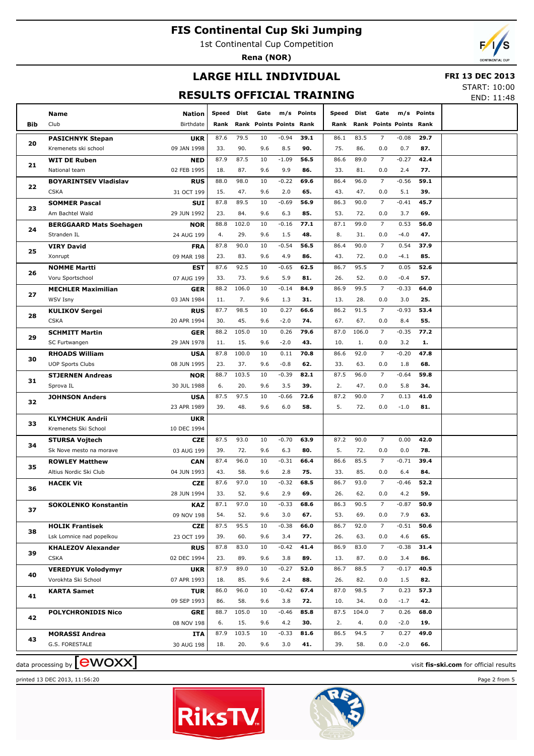# FIS Continental Cup Ski Jumping

1st Continental Cup Competition

**Rena (NOR)**

## LARGE HILL INDIVIDUAL

**FRI 13 DEC 2013**

START: 10:00

END: 11:48

## RESULTS OFFICIAL TRAINING

| Bib | Name / Club | Nation / Birthdate | Speed / Rank | Dist / Rank | Gate / Points | m/s / Points | Points / Rank | Speed / Rank | Dist / Rank | Gate / Points | m/s / Points | Points / Rank |
|---|---|---|---|---|---|---|---|---|---|---|---|---|
| 20 | **PASICHNYK Stepan** | **UKR** | 87.6 | 79.5 | 10 | -0.94 | **39.1** | 86.1 | 83.5 | 7 | -0.08 | **29.7** |
| | Kremenets ski school | 09 JAN 1998 | 33. | 90. | 9.6 | 8.5 | **90.** | 75. | 86. | 0.0 | 0.7 | **87.** |
| 21 | **WIT DE Ruben** | **NED** | 87.9 | 87.5 | 10 | -1.09 | **56.5** | 86.6 | 89.0 | 7 | -0.27 | **42.4** |
| | National team | 02 FEB 1995 | 18. | 87. | 9.6 | 9.9 | **86.** | 33. | 81. | 0.0 | 2.4 | **77.** |
| 22 | **BOYARINTSEV Vladislav** | **RUS** | 88.0 | 98.0 | 10 | -0.22 | **69.6** | 86.4 | 96.0 | 7 | -0.56 | **59.1** |
| | CSKA | 31 OCT 199 | 15. | 47. | 9.6 | 2.0 | **65.** | 43. | 47. | 0.0 | 5.1 | **39.** |
| 23 | **SOMMER Pascal** | **SUI** | 87.8 | 89.5 | 10 | -0.69 | **56.9** | 86.3 | 90.0 | 7 | -0.41 | **45.7** |
| | Am Bachtel Wald | 29 JUN 1992 | 23. | 84. | 9.6 | 6.3 | **85.** | 53. | 72. | 0.0 | 3.7 | **69.** |
| 24 | **BERGGAARD Mats Soehagen** | **NOR** | 88.8 | 102.0 | 10 | -0.16 | **77.1** | 87.1 | 99.0 | 7 | 0.53 | **56.0** |
| | Stranden IL | 24 AUG 199 | 4. | 29. | 9.6 | 1.5 | **48.** | 8. | 31. | 0.0 | -4.0 | **47.** |
| 25 | **VIRY David** | **FRA** | 87.8 | 90.0 | 10 | -0.54 | **56.5** | 86.4 | 90.0 | 7 | 0.54 | **37.9** |
| | Xonrupt | 09 MAR 198 | 23. | 83. | 9.6 | 4.9 | **86.** | 43. | 72. | 0.0 | -4.1 | **85.** |
| 26 | **NOMME Martti** | **EST** | 87.6 | 92.5 | 10 | -0.65 | **62.5** | 86.7 | 95.5 | 7 | 0.05 | **52.6** |
| | Voru Sportschool | 07 AUG 199 | 33. | 73. | 9.6 | 5.9 | **81.** | 26. | 52. | 0.0 | -0.4 | **57.** |
| 27 | **MECHLER Maximilian** | **GER** | 88.2 | 106.0 | 10 | -0.14 | **84.9** | 86.9 | 99.5 | 7 | -0.33 | **64.0** |
| | WSV Isny | 03 JAN 1984 | 11. | 7. | 9.6 | 1.3 | **31.** | 13. | 28. | 0.0 | 3.0 | **25.** |
| 28 | **KULIKOV Sergei** | **RUS** | 87.7 | 98.5 | 10 | 0.27 | **66.6** | 86.2 | 91.5 | 7 | -0.93 | **53.4** |
| | CSKA | 20 APR 1994 | 30. | 45. | 9.6 | -2.0 | **74.** | 67. | 67. | 0.0 | 8.4 | **55.** |
| 29 | **SCHMITT Martin** | **GER** | 88.2 | 105.0 | 10 | 0.26 | **79.6** | 87.0 | 106.0 | 7 | -0.35 | **77.2** |
| | SC Furtwangen | 29 JAN 1978 | 11. | 15. | 9.6 | -2.0 | **43.** | 10. | 1. | 0.0 | 3.2 | **1.** |
| 30 | **RHOADS William** | **USA** | 87.8 | 100.0 | 10 | 0.11 | **70.8** | 86.6 | 92.0 | 7 | -0.20 | **47.8** |
| | UOP Sports Clubs | 08 JUN 1995 | 23. | 37. | 9.6 | -0.8 | **62.** | 33. | 63. | 0.0 | 1.8 | **68.** |
| 31 | **STJERNEN Andreas** | **NOR** | 88.7 | 103.5 | 10 | -0.39 | **82.1** | 87.5 | 96.0 | 7 | -0.64 | **59.8** |
| | Sprova IL | 30 JUL 1988 | 6. | 20. | 9.6 | 3.5 | **39.** | 2. | 47. | 0.0 | 5.8 | **34.** |
| 32 | **JOHNSON Anders** | **USA** | 87.5 | 97.5 | 10 | -0.66 | **72.6** | 87.2 | 90.0 | 7 | 0.13 | **41.0** |
| | | 23 APR 1989 | 39. | 48. | 9.6 | 6.0 | **58.** | 5. | 72. | 0.0 | -1.0 | **81.** |
| 33 | **KLYMCHUK Andrii** | **UKR** | | | | | | | | | | |
| | Kremenets Ski School | 10 DEC 1994 | | | | | | | | | | |
| 34 | **STURSA Vojtech** | **CZE** | 87.5 | 93.0 | 10 | -0.70 | **63.9** | 87.2 | 90.0 | 7 | 0.00 | **42.0** |
| | Sk Nove mesto na morave | 03 AUG 199 | 39. | 72. | 9.6 | 6.3 | **80.** | 5. | 72. | 0.0 | 0.0 | **78.** |
| 35 | **ROWLEY Matthew** | **CAN** | 87.4 | 96.0 | 10 | -0.31 | **66.4** | 86.6 | 85.5 | 7 | -0.71 | **39.4** |
| | Altius Nordic Ski Club | 04 JUN 1993 | 43. | 58. | 9.6 | 2.8 | **75.** | 33. | 85. | 0.0 | 6.4 | **84.** |
| 36 | **HACEK Vit** | **CZE** | 87.6 | 97.0 | 10 | -0.32 | **68.5** | 86.7 | 93.0 | 7 | -0.46 | **52.2** |
| | | 28 JUN 1994 | 33. | 52. | 9.6 | 2.9 | **69.** | 26. | 62. | 0.0 | 4.2 | **59.** |
| 37 | **SOKOLENKO Konstantin** | **KAZ** | 87.1 | 97.0 | 10 | -0.33 | **68.6** | 86.3 | 90.5 | 7 | -0.87 | **50.9** |
| | | 09 NOV 198 | 54. | 52. | 9.6 | 3.0 | **67.** | 53. | 69. | 0.0 | 7.9 | **63.** |
| 38 | **HOLIK Frantisek** | **CZE** | 87.5 | 95.5 | 10 | -0.38 | **66.0** | 86.7 | 92.0 | 7 | -0.51 | **50.6** |
| | Lsk Lomnice nad popelkou | 23 OCT 199 | 39. | 60. | 9.6 | 3.4 | **77.** | 26. | 63. | 0.0 | 4.6 | **65.** |
| 39 | **KHALEZOV Alexander** | **RUS** | 87.8 | 83.0 | 10 | -0.42 | **41.4** | 86.9 | 83.0 | 7 | -0.38 | **31.4** |
| | CSKA | 02 DEC 1994 | 23. | 89. | 9.6 | 3.8 | **89.** | 13. | 87. | 0.0 | 3.4 | **86.** |
| 40 | **VEREDYUK Volodymyr** | **UKR** | 87.9 | 89.0 | 10 | -0.27 | **52.0** | 86.7 | 88.5 | 7 | -0.17 | **40.5** |
| | Vorokhta Ski School | 07 APR 1993 | 18. | 85. | 9.6 | 2.4 | **88.** | 26. | 82. | 0.0 | 1.5 | **82.** |
| 41 | **KARTA Samet** | **TUR** | 86.0 | 96.0 | 10 | -0.42 | **67.4** | 87.0 | 98.5 | 7 | 0.23 | **57.3** |
| | | 09 SEP 1993 | 86. | 58. | 9.6 | 3.8 | **72.** | 10. | 34. | 0.0 | -1.7 | **42.** |
| 42 | **POLYCHRONIDIS Nico** | **GRE** | 88.7 | 105.0 | 10 | -0.46 | **85.8** | 87.5 | 104.0 | 7 | 0.26 | **68.0** |
| | | 08 NOV 198 | 6. | 15. | 9.6 | 4.2 | **30.** | 2. | 4. | 0.0 | -2.0 | **19.** |
| 43 | **MORASSI Andrea** | **ITA** | 87.9 | 103.5 | 10 | -0.33 | **81.6** | 86.5 | 94.5 | 7 | 0.27 | **49.0** |
| | G.S. FORESTALE | 30 AUG 198 | 18. | 20. | 9.6 | 3.0 | **41.** | 39. | 58. | 0.0 | -2.0 | **66.** |

data processing by ewoxx — visit **fis-ski.com** for official results

printed 13 DEC 2013, 11:56:20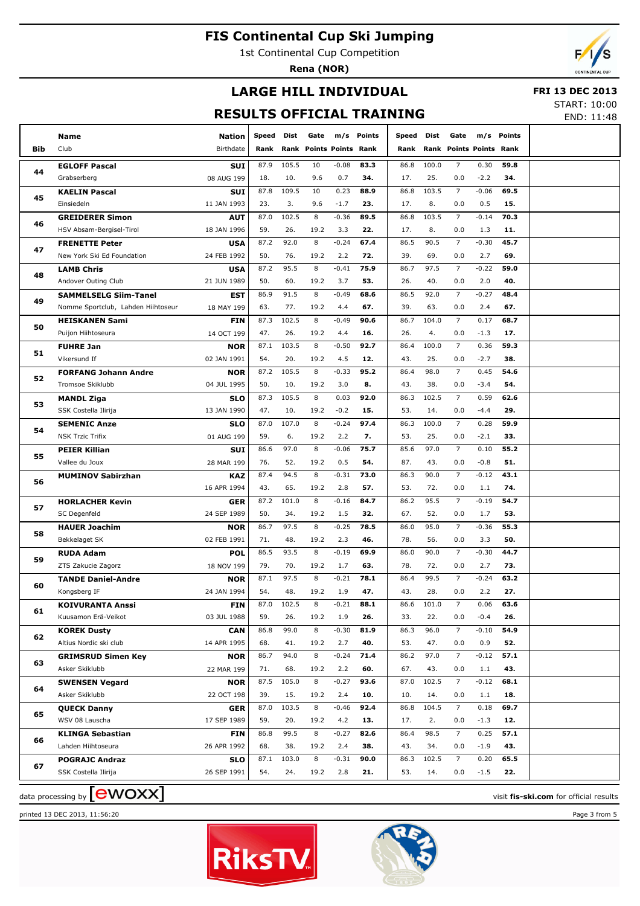# FIS Continental Cup Ski Jumping

1st Continental Cup Competition

**Rena (NOR)**

## LARGE HILL INDIVIDUAL

## RESULTS OFFICIAL TRAINING

**FRI 13 DEC 2013**

START: 10:00

END: 11:48

| Bib | Name / Club | Nation / Birthdate | Speed / Rank | Dist / Rank | Gate / Points | m/s / Points | Points / Rank | Speed / Rank | Dist / Rank | Gate / Points | m/s / Points | Points / Rank |
|---|---|---|---|---|---|---|---|---|---|---|---|---|
| 44 | **EGLOFF Pascal** | **SUI** | 87.9 | 105.5 | 10 | -0.08 | **83.3** | 86.8 | 100.0 | 7 | 0.30 | **59.8** |
| | Grabserberg | 08 AUG 199 | 18. | 10. | 9.6 | 0.7 | **34.** | 17. | 25. | 0.0 | -2.2 | **34.** |
| 45 | **KAELIN Pascal** | **SUI** | 87.8 | 109.5 | 10 | 0.23 | **88.9** | 86.8 | 103.5 | 7 | -0.06 | **69.5** |
| | Einsiedeln | 11 JAN 1993 | 23. | 3. | 9.6 | -1.7 | **23.** | 17. | 8. | 0.0 | 0.5 | **15.** |
| 46 | **GREIDERER Simon** | **AUT** | 87.0 | 102.5 | 8 | -0.36 | **89.5** | 86.8 | 103.5 | 7 | -0.14 | **70.3** |
| | HSV Absam-Bergisel-Tirol | 18 JAN 1996 | 59. | 26. | 19.2 | 3.3 | **22.** | 17. | 8. | 0.0 | 1.3 | **11.** |
| 47 | **FRENETTE Peter** | **USA** | 87.2 | 92.0 | 8 | -0.24 | **67.4** | 86.5 | 90.5 | 7 | -0.30 | **45.7** |
| | New York Ski Ed Foundation | 24 FEB 1992 | 50. | 76. | 19.2 | 2.2 | **72.** | 39. | 69. | 0.0 | 2.7 | **69.** |
| 48 | **LAMB Chris** | **USA** | 87.2 | 95.5 | 8 | -0.41 | **75.9** | 86.7 | 97.5 | 7 | -0.22 | **59.0** |
| | Andover Outing Club | 21 JUN 1989 | 50. | 60. | 19.2 | 3.7 | **53.** | 26. | 40. | 0.0 | 2.0 | **40.** |
| 49 | **SAMMELSELG Siim-Tanel** | **EST** | 86.9 | 91.5 | 8 | -0.49 | **68.6** | 86.5 | 92.0 | 7 | -0.27 | **48.4** |
| | Nomme Sportclub, Lahden Hiihtoseur | 18 MAY 199 | 63. | 77. | 19.2 | 4.4 | **67.** | 39. | 63. | 0.0 | 2.4 | **67.** |
| 50 | **HEISKANEN Sami** | **FIN** | 87.3 | 102.5 | 8 | -0.49 | **90.6** | 86.7 | 104.0 | 7 | 0.17 | **68.7** |
| | Puijon Hiihtoseura | 14 OCT 199 | 47. | 26. | 19.2 | 4.4 | **16.** | 26. | 4. | 0.0 | -1.3 | **17.** |
| 51 | **FUHRE Jan** | **NOR** | 87.1 | 103.5 | 8 | -0.50 | **92.7** | 86.4 | 100.0 | 7 | 0.36 | **59.3** |
| | Vikersund If | 02 JAN 1991 | 54. | 20. | 19.2 | 4.5 | **12.** | 43. | 25. | 0.0 | -2.7 | **38.** |
| 52 | **FORFANG Johann Andre** | **NOR** | 87.2 | 105.5 | 8 | -0.33 | **95.2** | 86.4 | 98.0 | 7 | 0.45 | **54.6** |
| | Tromsoe Skiklubb | 04 JUL 1995 | 50. | 10. | 19.2 | 3.0 | **8.** | 43. | 38. | 0.0 | -3.4 | **54.** |
| 53 | **MANDL Ziga** | **SLO** | 87.3 | 105.5 | 8 | 0.03 | **92.0** | 86.3 | 102.5 | 7 | 0.59 | **62.6** |
| | SSK Costella Ilirija | 13 JAN 1990 | 47. | 10. | 19.2 | -0.2 | **15.** | 53. | 14. | 0.0 | -4.4 | **29.** |
| 54 | **SEMENIC Anze** | **SLO** | 87.0 | 107.0 | 8 | -0.24 | **97.4** | 86.3 | 100.0 | 7 | 0.28 | **59.9** |
| | NSK Trzic Trifix | 01 AUG 199 | 59. | 6. | 19.2 | 2.2 | **7.** | 53. | 25. | 0.0 | -2.1 | **33.** |
| 55 | **PEIER Killian** | **SUI** | 86.6 | 97.0 | 8 | -0.06 | **75.7** | 85.6 | 97.0 | 7 | 0.10 | **55.2** |
| | Vallee du Joux | 28 MAR 199 | 76. | 52. | 19.2 | 0.5 | **54.** | 87. | 43. | 0.0 | -0.8 | **51.** |
| 56 | **MUMINOV Sabirzhan** | **KAZ** | 87.4 | 94.5 | 8 | -0.31 | **73.0** | 86.3 | 90.0 | 7 | -0.12 | **43.1** |
| | | 16 APR 1994 | 43. | 65. | 19.2 | 2.8 | **57.** | 53. | 72. | 0.0 | 1.1 | **74.** |
| 57 | **HORLACHER Kevin** | **GER** | 87.2 | 101.0 | 8 | -0.16 | **84.7** | 86.2 | 95.5 | 7 | -0.19 | **54.7** |
| | SC Degenfeld | 24 SEP 1989 | 50. | 34. | 19.2 | 1.5 | **32.** | 67. | 52. | 0.0 | 1.7 | **53.** |
| 58 | **HAUER Joachim** | **NOR** | 86.7 | 97.5 | 8 | -0.25 | **78.5** | 86.0 | 95.0 | 7 | -0.36 | **55.3** |
| | Bekkelaget SK | 02 FEB 1991 | 71. | 48. | 19.2 | 2.3 | **46.** | 78. | 56. | 0.0 | 3.3 | **50.** |
| 59 | **RUDA Adam** | **POL** | 86.5 | 93.5 | 8 | -0.19 | **69.9** | 86.0 | 90.0 | 7 | -0.30 | **44.7** |
| | ZTS Zakucie Zagorz | 18 NOV 199 | 79. | 70. | 19.2 | 1.7 | **63.** | 78. | 72. | 0.0 | 2.7 | **73.** |
| 60 | **TANDE Daniel-Andre** | **NOR** | 87.1 | 97.5 | 8 | -0.21 | **78.1** | 86.4 | 99.5 | 7 | -0.24 | **63.2** |
| | Kongsberg IF | 24 JAN 1994 | 54. | 48. | 19.2 | 1.9 | **47.** | 43. | 28. | 0.0 | 2.2 | **27.** |
| 61 | **KOIVURANTA Anssi** | **FIN** | 87.0 | 102.5 | 8 | -0.21 | **88.1** | 86.6 | 101.0 | 7 | 0.06 | **63.6** |
| | Kuusamon Erä-Veikot | 03 JUL 1988 | 59. | 26. | 19.2 | 1.9 | **26.** | 33. | 22. | 0.0 | -0.4 | **26.** |
| 62 | **KOREK Dusty** | **CAN** | 86.8 | 99.0 | 8 | -0.30 | **81.9** | 86.3 | 96.0 | 7 | -0.10 | **54.9** |
| | Altius Nordic ski club | 14 APR 1995 | 68. | 41. | 19.2 | 2.7 | **40.** | 53. | 47. | 0.0 | 0.9 | **52.** |
| 63 | **GRIMSRUD Simen Key** | **NOR** | 86.7 | 94.0 | 8 | -0.24 | **71.4** | 86.2 | 97.0 | 7 | -0.12 | **57.1** |
| | Asker Skiklubb | 22 MAR 199 | 71. | 68. | 19.2 | 2.2 | **60.** | 67. | 43. | 0.0 | 1.1 | **43.** |
| 64 | **SWENSEN Vegard** | **NOR** | 87.5 | 105.0 | 8 | -0.27 | **93.6** | 87.0 | 102.5 | 7 | -0.12 | **68.1** |
| | Asker Skiklubb | 22 OCT 198 | 39. | 15. | 19.2 | 2.4 | **10.** | 10. | 14. | 0.0 | 1.1 | **18.** |
| 65 | **QUECK Danny** | **GER** | 87.0 | 103.5 | 8 | -0.46 | **92.4** | 86.8 | 104.5 | 7 | 0.18 | **69.7** |
| | WSV 08 Lauscha | 17 SEP 1989 | 59. | 20. | 19.2 | 4.2 | **13.** | 17. | 2. | 0.0 | -1.3 | **12.** |
| 66 | **KLINGA Sebastian** | **FIN** | 86.8 | 99.5 | 8 | -0.27 | **82.6** | 86.4 | 98.5 | 7 | 0.25 | **57.1** |
| | Lahden Hiihtoseura | 26 APR 1992 | 68. | 38. | 19.2 | 2.4 | **38.** | 43. | 34. | 0.0 | -1.9 | **43.** |
| 67 | **POGRAJC Andraz** | **SLO** | 87.1 | 103.0 | 8 | -0.31 | **90.0** | 86.3 | 102.5 | 7 | 0.20 | **65.5** |
| | SSK Costella Ilirija | 26 SEP 1991 | 54. | 24. | 19.2 | 2.8 | **21.** | 53. | 14. | 0.0 | -1.5 | **22.** |

data processing by ewoxx — visit **fis-ski.com** for official results

printed 13 DEC 2013, 11:56:20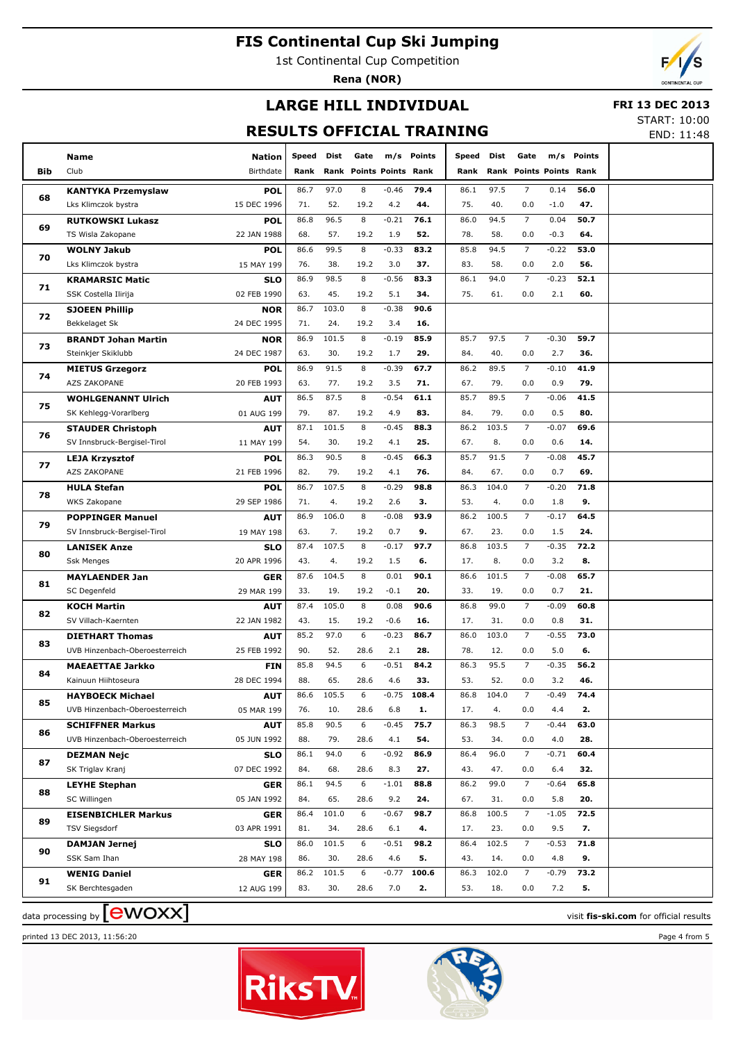# FIS Continental Cup Ski Jumping

1st Continental Cup Competition

**Rena (NOR)**

## LARGE HILL INDIVIDUAL

**FRI 13 DEC 2013**

START: 10:00

END: 11:48

## RESULTS OFFICIAL TRAINING

| Bib | Name / Club | Nation / Birthdate | Speed / Rank | Dist / Rank | Gate / Points | m/s / Points | Points / Rank | Speed / Rank | Dist / Rank | Gate / Points | m/s / Points | Points / Rank |
|---|---|---|---|---|---|---|---|---|---|---|---|---|
| 68 | **KANTYKA Przemyslaw** Lks Klimczok bystra | **POL** 15 DEC 1996 | 86.7 71. | 97.0 52. | 8 19.2 | -0.46 4.2 | **79.4** **44.** | 86.1 75. | 97.5 40. | 7 0.0 | 0.14 -1.0 | **56.0** **47.** |
| 69 | **RUTKOWSKI Lukasz** TS Wisla Zakopane | **POL** 22 JAN 1988 | 86.8 68. | 96.5 57. | 8 19.2 | -0.21 1.9 | **76.1** **52.** | 86.0 78. | 94.5 58. | 7 0.0 | 0.04 -0.3 | **50.7** **64.** |
| 70 | **WOLNY Jakub** Lks Klimczok bystra | **POL** 15 MAY 199 | 86.6 76. | 99.5 38. | 8 19.2 | -0.33 3.0 | **83.2** **37.** | 85.8 83. | 94.5 58. | 7 0.0 | -0.22 2.0 | **53.0** **56.** |
| 71 | **KRAMARSIC Matic** SSK Costella Ilirija | **SLO** 02 FEB 1990 | 86.9 63. | 98.5 45. | 8 19.2 | -0.56 5.1 | **83.3** **34.** | 86.1 75. | 94.0 61. | 7 0.0 | -0.23 2.1 | **52.1** **60.** |
| 72 | **SJOEEN Phillip** Bekkelaget Sk | **NOR** 24 DEC 1995 | 86.7 71. | 103.0 24. | 8 19.2 | -0.38 3.4 | **90.6** **16.** | | | | | |
| 73 | **BRANDT Johan Martin** Steinkjer Skiklubb | **NOR** 24 DEC 1987 | 86.9 63. | 101.5 30. | 8 19.2 | -0.19 1.7 | **85.9** **29.** | 85.7 84. | 97.5 40. | 7 0.0 | -0.30 2.7 | **59.7** **36.** |
| 74 | **MIETUS Grzegorz** AZS ZAKOPANE | **POL** 20 FEB 1993 | 86.9 63. | 91.5 77. | 8 19.2 | -0.39 3.5 | **67.7** **71.** | 86.2 67. | 89.5 79. | 7 0.0 | -0.10 0.9 | **41.9** **79.** |
| 75 | **WOHLGENANNT Ulrich** SK Kehlegg-Vorarlberg | **AUT** 01 AUG 199 | 86.5 79. | 87.5 87. | 8 19.2 | -0.54 4.9 | **61.1** **83.** | 85.7 84. | 89.5 79. | 7 0.0 | -0.06 0.5 | **41.5** **80.** |
| 76 | **STAUDER Christoph** SV Innsbruck-Bergisel-Tirol | **AUT** 11 MAY 199 | 87.1 54. | 101.5 30. | 8 19.2 | -0.45 4.1 | **88.3** **25.** | 86.2 67. | 103.5 8. | 7 0.0 | -0.07 0.6 | **69.6** **14.** |
| 77 | **LEJA Krzysztof** AZS ZAKOPANE | **POL** 21 FEB 1996 | 86.3 82. | 90.5 79. | 8 19.2 | -0.45 4.1 | **66.3** **76.** | 85.7 84. | 91.5 67. | 7 0.0 | -0.08 0.7 | **45.7** **69.** |
| 78 | **HULA Stefan** WKS Zakopane | **POL** 29 SEP 1986 | 86.7 71. | 107.5 4. | 8 19.2 | -0.29 2.6 | **98.8** **3.** | 86.3 53. | 104.0 4. | 7 0.0 | -0.20 1.8 | **71.8** **9.** |
| 79 | **POPPINGER Manuel** SV Innsbruck-Bergisel-Tirol | **AUT** 19 MAY 198 | 86.9 63. | 106.0 7. | 8 19.2 | -0.08 0.7 | **93.9** **9.** | 86.2 67. | 100.5 23. | 7 0.0 | -0.17 1.5 | **64.5** **24.** |
| 80 | **LANISEK Anze** Ssk Menges | **SLO** 20 APR 1996 | 87.4 43. | 107.5 4. | 8 19.2 | -0.17 1.5 | **97.7** **6.** | 86.8 17. | 103.5 8. | 7 0.0 | -0.35 3.2 | **72.2** **8.** |
| 81 | **MAYLAENDER Jan** SC Degenfeld | **GER** 29 MAR 199 | 87.6 33. | 104.5 19. | 8 19.2 | 0.01 -0.1 | **90.1** **20.** | 86.6 33. | 101.5 19. | 7 0.0 | -0.08 0.7 | **65.7** **21.** |
| 82 | **KOCH Martin** SV Villach-Kaernten | **AUT** 22 JAN 1982 | 87.4 43. | 105.0 15. | 8 19.2 | 0.08 -0.6 | **90.6** **16.** | 86.8 17. | 99.0 31. | 7 0.0 | -0.09 0.8 | **60.8** **31.** |
| 83 | **DIETHART Thomas** UVB Hinzenbach-Oberoesterreich | **AUT** 25 FEB 1992 | 85.2 90. | 97.0 52. | 6 28.6 | -0.23 2.1 | **86.7** **28.** | 86.0 78. | 103.0 12. | 7 0.0 | -0.55 5.0 | **73.0** **6.** |
| 84 | **MAEAETTAE Jarkko** Kainuun Hiihtoseura | **FIN** 28 DEC 1994 | 85.8 88. | 94.5 65. | 6 28.6 | -0.51 4.6 | **84.2** **33.** | 86.3 53. | 95.5 52. | 7 0.0 | -0.35 3.2 | **56.2** **46.** |
| 85 | **HAYBOECK Michael** UVB Hinzenbach-Oberoesterreich | **AUT** 05 MAR 199 | 86.6 76. | 105.5 10. | 6 28.6 | -0.75 6.8 | **108.4** **1.** | 86.8 17. | 104.0 4. | 7 0.0 | -0.49 4.4 | **74.4** **2.** |
| 86 | **SCHIFFNER Markus** UVB Hinzenbach-Oberoesterreich | **AUT** 05 JUN 1992 | 85.8 88. | 90.5 79. | 6 28.6 | -0.45 4.1 | **75.7** **54.** | 86.3 53. | 98.5 34. | 7 0.0 | -0.44 4.0 | **63.0** **28.** |
| 87 | **DEZMAN Nejc** SK Triglav Kranj | **SLO** 07 DEC 1992 | 86.1 84. | 94.0 68. | 6 28.6 | -0.92 8.3 | **86.9** **27.** | 86.4 43. | 96.0 47. | 7 0.0 | -0.71 6.4 | **60.4** **32.** |
| 88 | **LEYHE Stephan** SC Willingen | **GER** 05 JAN 1992 | 86.1 84. | 94.5 65. | 6 28.6 | -1.01 9.2 | **88.8** **24.** | 86.2 67. | 99.0 31. | 7 0.0 | -0.64 5.8 | **65.8** **20.** |
| 89 | **EISENBICHLER Markus** TSV Siegsdorf | **GER** 03 APR 1991 | 86.4 81. | 101.0 34. | 6 28.6 | -0.67 6.1 | **98.7** **4.** | 86.8 17. | 100.5 23. | 7 0.0 | -1.05 9.5 | **72.5** **7.** |
| 90 | **DAMJAN Jernej** SSK Sam Ihan | **SLO** 28 MAY 198 | 86.0 86. | 101.5 30. | 6 28.6 | -0.51 4.6 | **98.2** **5.** | 86.4 43. | 102.5 14. | 7 0.0 | -0.53 4.8 | **71.8** **9.** |
| 91 | **WENIG Daniel** SK Berchtesgaden | **GER** 12 AUG 199 | 86.2 83. | 101.5 30. | 6 28.6 | -0.77 7.0 | **100.6** **2.** | 86.3 53. | 102.0 18. | 7 0.0 | -0.79 7.2 | **73.2** **5.** |

data processing by ewoxx

visit **fis-ski.com** for official results

printed 13 DEC 2013, 11:56:20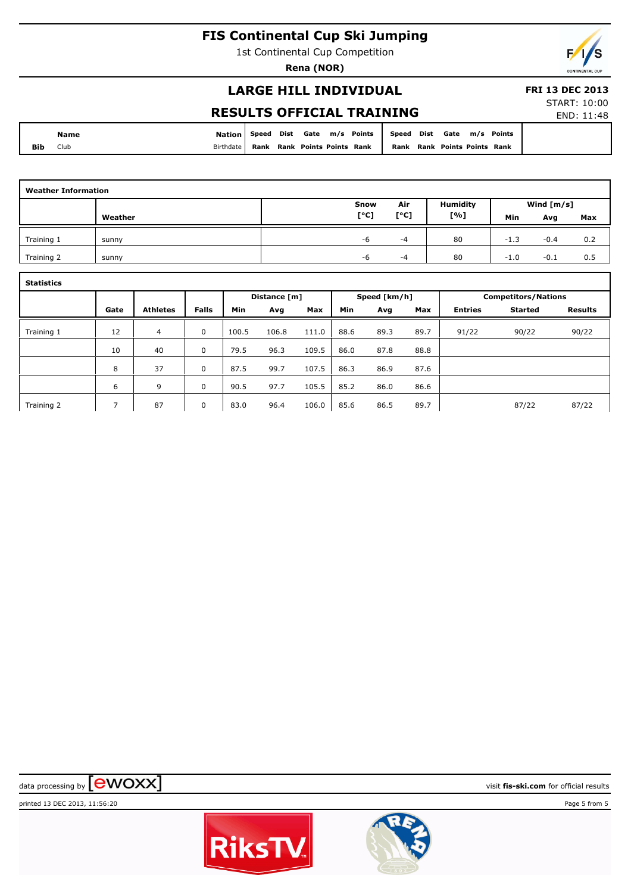# FIS Continental Cup Ski Jumping

1st Continental Cup Competition

**Rena (NOR)**

## LARGE HILL INDIVIDUAL

**FRI 13 DEC 2013**

START: 10:00

END: 11:48

## RESULTS OFFICIAL TRAINING

| Bib | Name / Club | Nation / Birthdate | Speed Rank | Dist Rank | Gate Points | m/s Points | Points Rank | Speed Rank | Dist Rank | Gate Points | m/s Points | Points Rank |
|---|---|---|---|---|---|---|---|---|---|---|---|---|

**Weather Information**

| | Weather | Snow [°C] | Air [°C] | Humidity [%] | Wind [m/s] Min | Avg | Max |
|---|---|---|---|---|---|---|---|
| Training 1 | sunny | -6 | -4 | 80 | -1.3 | -0.4 | 0.2 |
| Training 2 | sunny | -6 | -4 | 80 | -1.0 | -0.1 | 0.5 |

**Statistics**

| | Gate | Athletes | Falls | Distance [m] | | | Speed [km/h] | | | Competitors/Nations | | |
|---|---|---|---|---|---|---|---|---|---|---|---|---|
| | | | | Min | Avg | Max | Min | Avg | Max | Entries | Started | Results |
| Training 1 | 12 | 4 | 0 | 100.5 | 106.8 | 111.0 | 88.6 | 89.3 | 89.7 | 91/22 | 90/22 | 90/22 |
| | 10 | 40 | 0 | 79.5 | 96.3 | 109.5 | 86.0 | 87.8 | 88.8 | | | |
| | 8 | 37 | 0 | 87.5 | 99.7 | 107.5 | 86.3 | 86.9 | 87.6 | | | |
| | 6 | 9 | 0 | 90.5 | 97.7 | 105.5 | 85.2 | 86.0 | 86.6 | | | |
| Training 2 | 7 | 87 | 0 | 83.0 | 96.4 | 106.0 | 85.6 | 86.5 | 89.7 | | 87/22 | 87/22 |

data processing by [ewoxx]

visit **fis-ski.com** for official results

printed 13 DEC 2013, 11:56:20